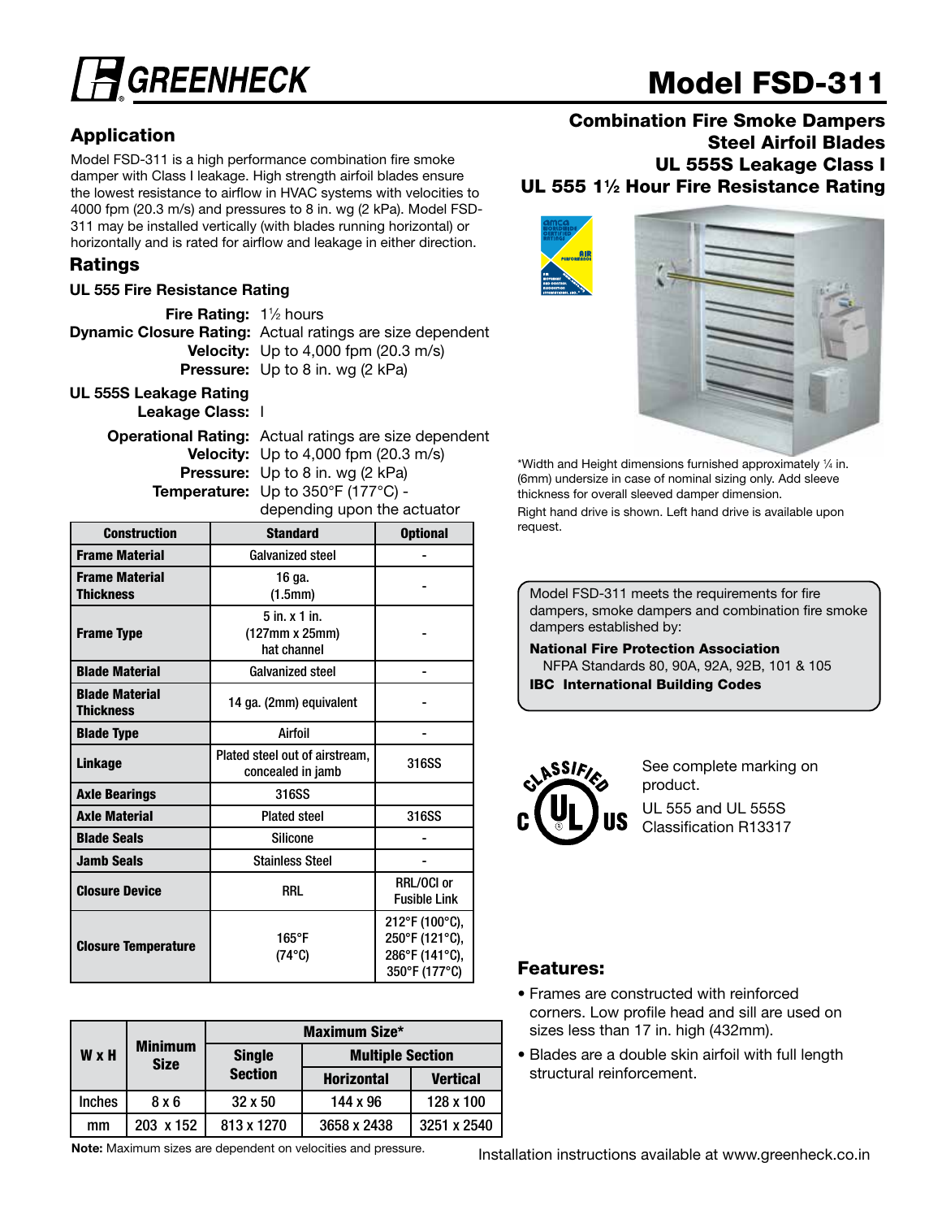# Model FSD-311

## Combination Fire Smoke Dampers
## Steel Airfoil Blades
## UL 555S Leakage Class I
## UL 555 1½ Hour Fire Resistance Rating

## Application

Model FSD-311 is a high performance combination fire smoke damper with Class I leakage. High strength airfoil blades ensure the lowest resistance to airflow in HVAC systems with velocities to 4000 fpm (20.3 m/s) and pressures to 8 in. wg (2 kPa). Model FSD-311 may be installed vertically (with blades running horizontal) or horizontally and is rated for airflow and leakage in either direction.

## Ratings

### UL 555 Fire Resistance Rating

**Fire Rating:** 1½ hours
**Dynamic Closure Rating:** Actual ratings are size dependent
**Velocity:** Up to 4,000 fpm (20.3 m/s)
**Pressure:** Up to 8 in. wg (2 kPa)

### UL 555S Leakage Rating

**Leakage Class:** I

**Operational Rating:** Actual ratings are size dependent
**Velocity:** Up to 4,000 fpm (20.3 m/s)
**Pressure:** Up to 8 in. wg (2 kPa)
**Temperature:** Up to 350°F (177°C) - depending upon the actuator

| Construction | Standard | Optional |
|---|---|---|
| **Frame Material** | Galvanized steel | - |
| **Frame Material Thickness** | 16 ga. (1.5mm) | - |
| **Frame Type** | 5 in. x 1 in. (127mm x 25mm) hat channel | - |
| **Blade Material** | Galvanized steel | - |
| **Blade Material Thickness** | 14 ga. (2mm) equivalent | - |
| **Blade Type** | Airfoil | - |
| **Linkage** | Plated steel out of airstream, concealed in jamb | 316SS |
| **Axle Bearings** | 316SS | |
| **Axle Material** | Plated steel | 316SS |
| **Blade Seals** | Silicone | - |
| **Jamb Seals** | Stainless Steel | - |
| **Closure Device** | RRL | RRL/OCI or Fusible Link |
| **Closure Temperature** | 165°F (74°C) | 212°F (100°C), 250°F (121°C), 286°F (141°C), 350°F (177°C) |

| W x H | Minimum Size | Maximum Size* | | |
|---|---|---|---|---|
| | | Single Section | Multiple Section | |
| | | | Horizontal | Vertical |
| Inches | 8 x 6 | 32 x 50 | 144 x 96 | 128 x 100 |
| mm | 203 x 152 | 813 x 1270 | 3658 x 2438 | 3251 x 2540 |

**Note:** Maximum sizes are dependent on velocities and pressure.

*Width and Height dimensions furnished approximately ¼ in. (6mm) undersize in case of nominal sizing only. Add sleeve thickness for overall sleeved damper dimension.

Right hand drive is shown. Left hand drive is available upon request.

Model FSD-311 meets the requirements for fire dampers, smoke dampers and combination fire smoke dampers established by:

**National Fire Protection Association**
NFPA Standards 80, 90A, 92A, 92B, 101 & 105
**IBC International Building Codes**

See complete marking on product.

UL 555 and UL 555S Classification R13317

## Features:

- Frames are constructed with reinforced corners. Low profile head and sill are used on sizes less than 17 in. high (432mm).
- Blades are a double skin airfoil with full length structural reinforcement.

Installation instructions available at www.greenheck.co.in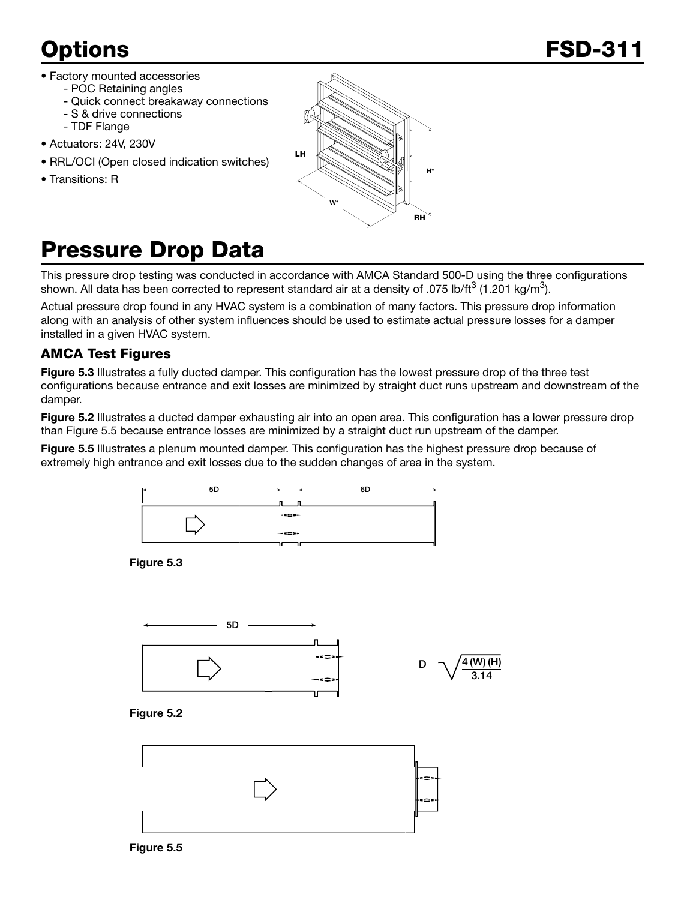# Options

- Factory mounted accessories
  - POC Retaining angles
  - Quick connect breakaway connections
  - S & drive connections
  - TDF Flange
- Actuators: 24V, 230V
- RRL/OCI (Open closed indication switches)
- Transitions: R

# Pressure Drop Data

This pressure drop testing was conducted in accordance with AMCA Standard 500-D using the three configurations shown. All data has been corrected to represent standard air at a density of .075 lb/ft$^3$ (1.201 kg/m$^3$).

Actual pressure drop found in any HVAC system is a combination of many factors. This pressure drop information along with an analysis of other system influences should be used to estimate actual pressure losses for a damper installed in a given HVAC system.

### AMCA Test Figures

**Figure 5.3** Illustrates a fully ducted damper. This configuration has the lowest pressure drop of the three test configurations because entrance and exit losses are minimized by straight duct runs upstream and downstream of the damper.

**Figure 5.2** Illustrates a ducted damper exhausting air into an open area. This configuration has a lower pressure drop than Figure 5.5 because entrance losses are minimized by a straight duct run upstream of the damper.

**Figure 5.5** Illustrates a plenum mounted damper. This configuration has the highest pressure drop because of extremely high entrance and exit losses due to the sudden changes of area in the system.

**Figure 5.3**

**Figure 5.2**

$$D = \sqrt{\frac{4\,(W)\,(H)}{3.14}}$$

**Figure 5.5**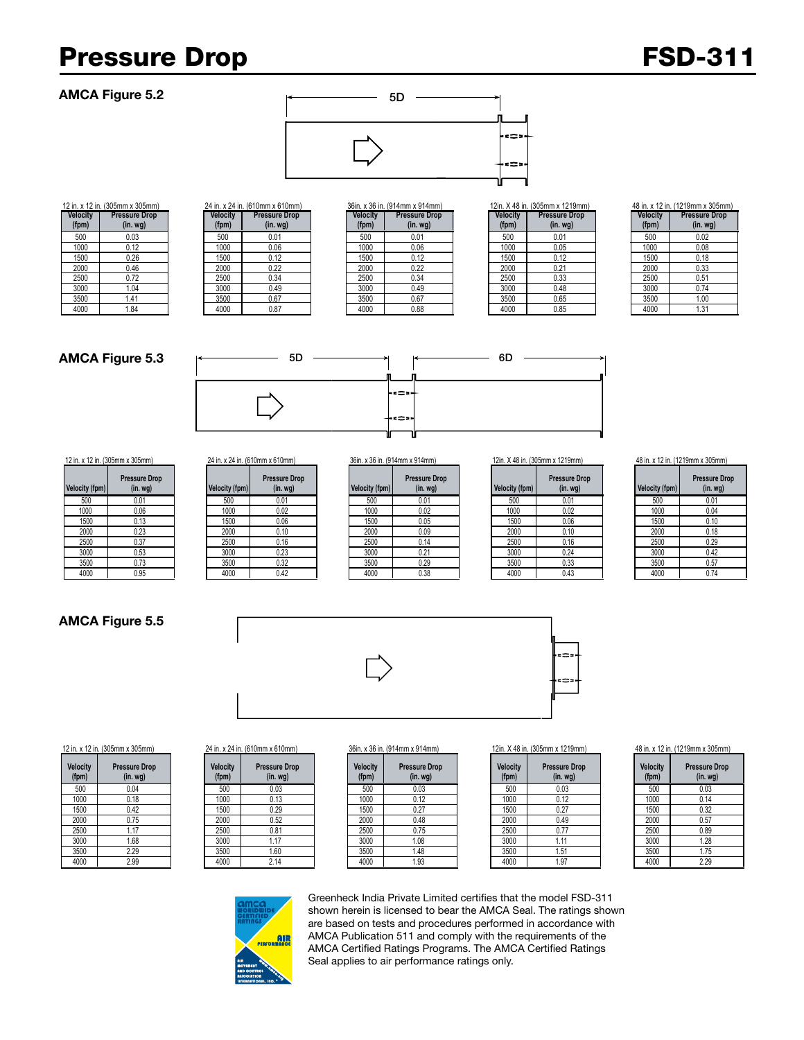# Pressure Drop

## FSD-311

### AMCA Figure 5.2

5D

12 in. x 12 in. (305mm x 305mm)

| Velocity (fpm) | Pressure Drop (in. wg) |
|---|---|
| 500 | 0.03 |
| 1000 | 0.12 |
| 1500 | 0.26 |
| 2000 | 0.46 |
| 2500 | 0.72 |
| 3000 | 1.04 |
| 3500 | 1.41 |
| 4000 | 1.84 |

24 in. x 24 in. (610mm x 610mm)

| Velocity (fpm) | Pressure Drop (in. wg) |
|---|---|
| 500 | 0.01 |
| 1000 | 0.06 |
| 1500 | 0.12 |
| 2000 | 0.22 |
| 2500 | 0.34 |
| 3000 | 0.49 |
| 3500 | 0.67 |
| 4000 | 0.87 |

36in. x 36 in. (914mm x 914mm)

| Velocity (fpm) | Pressure Drop (in. wg) |
|---|---|
| 500 | 0.01 |
| 1000 | 0.06 |
| 1500 | 0.12 |
| 2000 | 0.22 |
| 2500 | 0.34 |
| 3000 | 0.49 |
| 3500 | 0.67 |
| 4000 | 0.88 |

12in. X 48 in. (305mm x 1219mm)

| Velocity (fpm) | Pressure Drop (in. wg) |
|---|---|
| 500 | 0.01 |
| 1000 | 0.05 |
| 1500 | 0.12 |
| 2000 | 0.21 |
| 2500 | 0.33 |
| 3000 | 0.48 |
| 3500 | 0.65 |
| 4000 | 0.85 |

48 in. x 12 in. (1219mm x 305mm)

| Velocity (fpm) | Pressure Drop (in. wg) |
|---|---|
| 500 | 0.02 |
| 1000 | 0.08 |
| 1500 | 0.18 |
| 2000 | 0.33 |
| 2500 | 0.51 |
| 3000 | 0.74 |
| 3500 | 1.00 |
| 4000 | 1.31 |

### AMCA Figure 5.3

5D 6D

12 in. x 12 in. (305mm x 305mm)

| Velocity (fpm) | Pressure Drop (in. wg) |
|---|---|
| 500 | 0.01 |
| 1000 | 0.06 |
| 1500 | 0.13 |
| 2000 | 0.23 |
| 2500 | 0.37 |
| 3000 | 0.53 |
| 3500 | 0.73 |
| 4000 | 0.95 |

24 in. x 24 in. (610mm x 610mm)

| Velocity (fpm) | Pressure Drop (in. wg) |
|---|---|
| 500 | 0.01 |
| 1000 | 0.02 |
| 1500 | 0.06 |
| 2000 | 0.10 |
| 2500 | 0.16 |
| 3000 | 0.23 |
| 3500 | 0.32 |
| 4000 | 0.42 |

36in. x 36 in. (914mm x 914mm)

| Velocity (fpm) | Pressure Drop (in. wg) |
|---|---|
| 500 | 0.01 |
| 1000 | 0.02 |
| 1500 | 0.05 |
| 2000 | 0.09 |
| 2500 | 0.14 |
| 3000 | 0.21 |
| 3500 | 0.29 |
| 4000 | 0.38 |

12in. X 48 in. (305mm x 1219mm)

| Velocity (fpm) | Pressure Drop (in. wg) |
|---|---|
| 500 | 0.01 |
| 1000 | 0.02 |
| 1500 | 0.06 |
| 2000 | 0.10 |
| 2500 | 0.16 |
| 3000 | 0.24 |
| 3500 | 0.33 |
| 4000 | 0.43 |

48 in. x 12 in. (1219mm x 305mm)

| Velocity (fpm) | Pressure Drop (in. wg) |
|---|---|
| 500 | 0.01 |
| 1000 | 0.04 |
| 1500 | 0.10 |
| 2000 | 0.18 |
| 2500 | 0.29 |
| 3000 | 0.42 |
| 3500 | 0.57 |
| 4000 | 0.74 |

### AMCA Figure 5.5

12 in. x 12 in. (305mm x 305mm)

| Velocity (fpm) | Pressure Drop (in. wg) |
|---|---|
| 500 | 0.04 |
| 1000 | 0.18 |
| 1500 | 0.42 |
| 2000 | 0.75 |
| 2500 | 1.17 |
| 3000 | 1.68 |
| 3500 | 2.29 |
| 4000 | 2.99 |

24 in. x 24 in. (610mm x 610mm)

| Velocity (fpm) | Pressure Drop (in. wg) |
|---|---|
| 500 | 0.03 |
| 1000 | 0.13 |
| 1500 | 0.29 |
| 2000 | 0.52 |
| 2500 | 0.81 |
| 3000 | 1.17 |
| 3500 | 1.60 |
| 4000 | 2.14 |

36in. x 36 in. (914mm x 914mm)

| Velocity (fpm) | Pressure Drop (in. wg) |
|---|---|
| 500 | 0.03 |
| 1000 | 0.12 |
| 1500 | 0.27 |
| 2000 | 0.48 |
| 2500 | 0.75 |
| 3000 | 1.08 |
| 3500 | 1.48 |
| 4000 | 1.93 |

12in. X 48 in. (305mm x 1219mm)

| Velocity (fpm) | Pressure Drop (in. wg) |
|---|---|
| 500 | 0.03 |
| 1000 | 0.12 |
| 1500 | 0.27 |
| 2000 | 0.49 |
| 2500 | 0.77 |
| 3000 | 1.11 |
| 3500 | 1.51 |
| 4000 | 1.97 |

48 in. x 12 in. (1219mm x 305mm)

| Velocity (fpm) | Pressure Drop (in. wg) |
|---|---|
| 500 | 0.03 |
| 1000 | 0.14 |
| 1500 | 0.32 |
| 2000 | 0.57 |
| 2500 | 0.89 |
| 3000 | 1.28 |
| 3500 | 1.75 |
| 4000 | 2.29 |

Greenheck India Private Limited certifies that the model FSD-311 shown herein is licensed to bear the AMCA Seal. The ratings shown are based on tests and procedures performed in accordance with AMCA Publication 511 and comply with the requirements of the AMCA Certified Ratings Programs. The AMCA Certified Ratings Seal applies to air performance ratings only.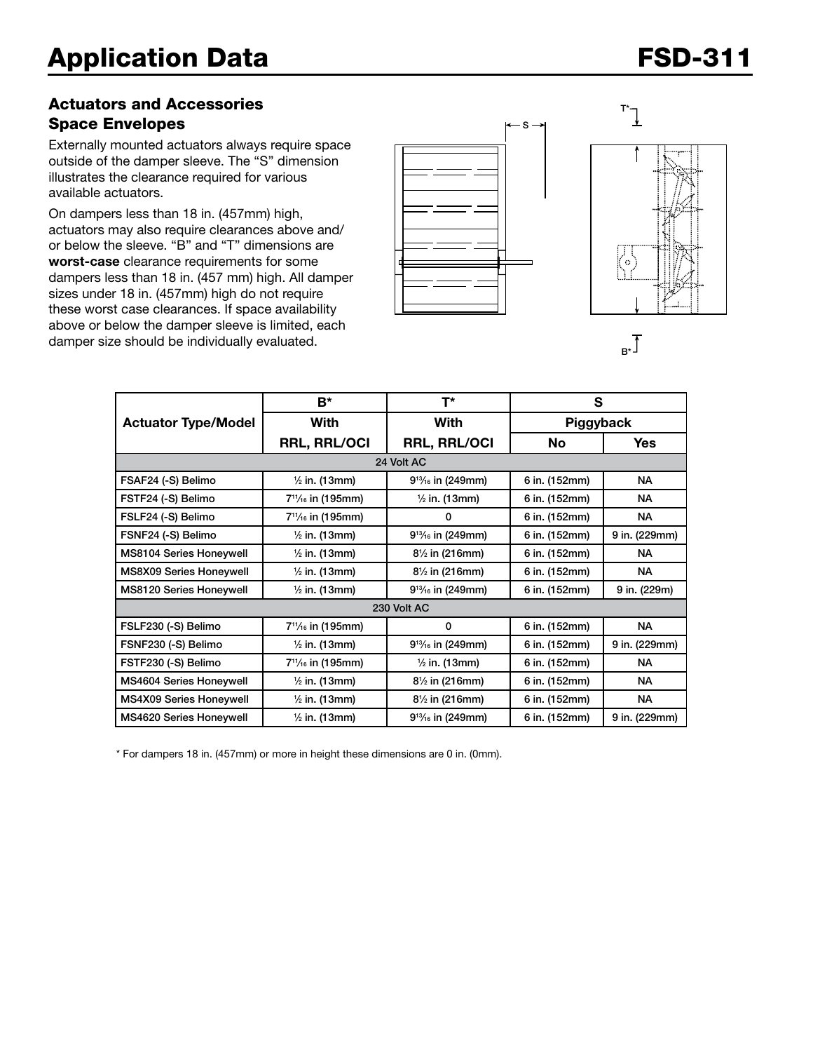# Application Data

## Actuators and Accessories Space Envelopes

Externally mounted actuators always require space outside of the damper sleeve. The "S" dimension illustrates the clearance required for various available actuators.

On dampers less than 18 in. (457mm) high, actuators may also require clearances above and/ or below the sleeve. "B" and "T" dimensions are **worst-case** clearance requirements for some dampers less than 18 in. (457 mm) high. All damper sizes under 18 in. (457mm) high do not require these worst case clearances. If space availability above or below the damper sleeve is limited, each damper size should be individually evaluated.

| Actuator Type/Model | B* | T* | S | |
|---|---|---|---|---|
| | With | With | Piggyback | |
| | RRL, RRL/OCI | RRL, RRL/OCI | No | Yes |
| **24 Volt AC** | | | | |
| FSAF24 (-S) Belimo | ½ in. (13mm) | 9¹³⁄₁₆ in (249mm) | 6 in. (152mm) | NA |
| FSTF24 (-S) Belimo | 7¹¹⁄₁₆ in (195mm) | ½ in. (13mm) | 6 in. (152mm) | NA |
| FSLF24 (-S) Belimo | 7¹¹⁄₁₆ in (195mm) | 0 | 6 in. (152mm) | NA |
| FSNF24 (-S) Belimo | ½ in. (13mm) | 9¹³⁄₁₆ in (249mm) | 6 in. (152mm) | 9 in. (229mm) |
| MS8104 Series Honeywell | ½ in. (13mm) | 8½ in (216mm) | 6 in. (152mm) | NA |
| MS8X09 Series Honeywell | ½ in. (13mm) | 8½ in (216mm) | 6 in. (152mm) | NA |
| MS8120 Series Honeywell | ½ in. (13mm) | 9¹³⁄₁₆ in (249mm) | 6 in. (152mm) | 9 in. (229m) |
| **230 Volt AC** | | | | |
| FSLF230 (-S) Belimo | 7¹¹⁄₁₆ in (195mm) | 0 | 6 in. (152mm) | NA |
| FSNF230 (-S) Belimo | ½ in. (13mm) | 9¹³⁄₁₆ in (249mm) | 6 in. (152mm) | 9 in. (229mm) |
| FSTF230 (-S) Belimo | 7¹¹⁄₁₆ in (195mm) | ½ in. (13mm) | 6 in. (152mm) | NA |
| MS4604 Series Honeywell | ½ in. (13mm) | 8½ in (216mm) | 6 in. (152mm) | NA |
| MS4X09 Series Honeywell | ½ in. (13mm) | 8½ in (216mm) | 6 in. (152mm) | NA |
| MS4620 Series Honeywell | ½ in. (13mm) | 9¹³⁄₁₆ in (249mm) | 6 in. (152mm) | 9 in. (229mm) |

* For dampers 18 in. (457mm) or more in height these dimensions are 0 in. (0mm).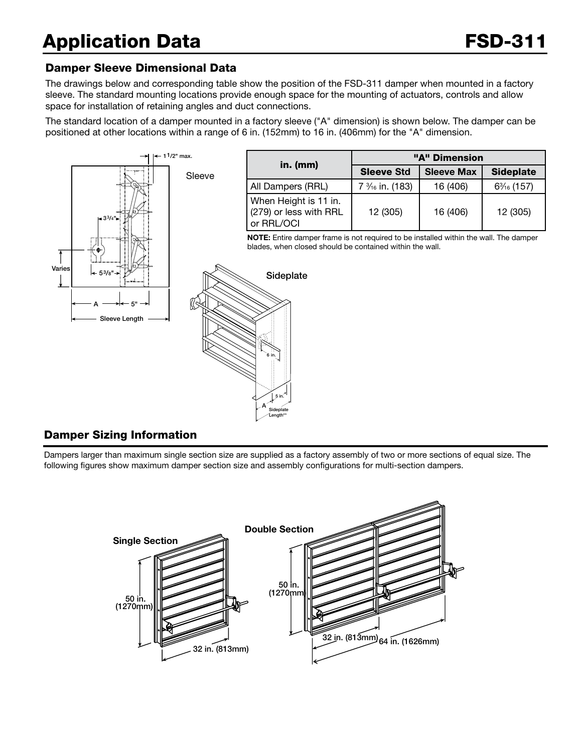# Application Data

## Damper Sleeve Dimensional Data

The drawings below and corresponding table show the position of the FSD-311 damper when mounted in a factory sleeve. The standard mounting locations provide enough space for the mounting of actuators, controls and allow space for installation of retaining angles and duct connections.

The standard location of a damper mounted in a factory sleeve ("A" dimension) is shown below. The damper can be positioned at other locations within a range of 6 in. (152mm) to 16 in. (406mm) for the "A" dimension.

| in. (mm) | "A" Dimension | | |
|---|---|---|---|
| | **Sleeve Std** | **Sleeve Max** | **Sideplate** |
| All Dampers (RRL) | 7 3⁄16 in. (183) | 16 (406) | 6 3⁄16 (157) |
| When Height is 11 in. (279) or less with RRL or RRL/OCI | 12 (305) | 16 (406) | 12 (305) |

**NOTE:** Entire damper frame is not required to be installed within the wall. The damper blades, when closed should be contained within the wall.

## Damper Sizing Information

Dampers larger than maximum single section size are supplied as a factory assembly of two or more sections of equal size. The following figures show maximum damper section size and assembly configurations for multi-section dampers.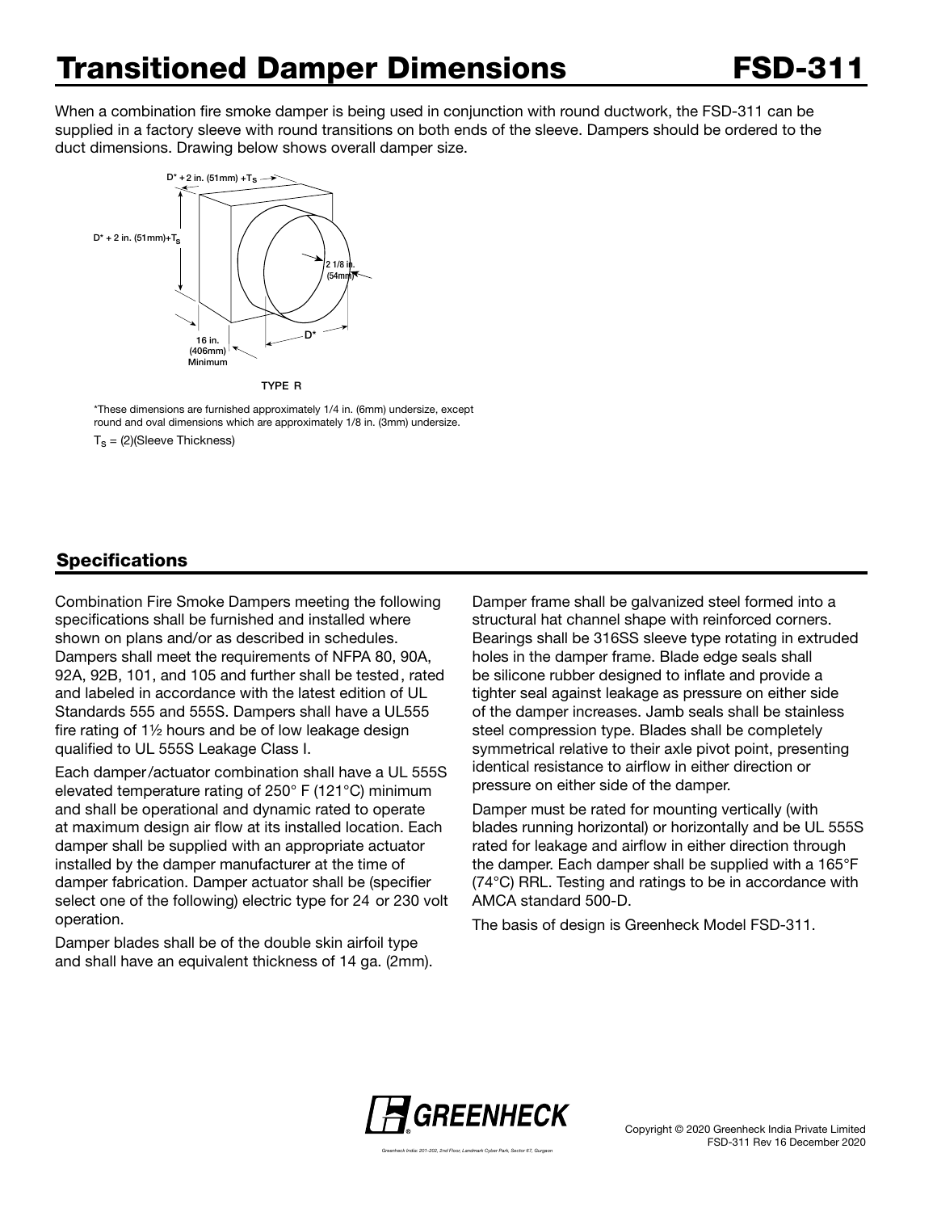# Transitioned Damper Dimensions FSD-311

When a combination fire smoke damper is being used in conjunction with round ductwork, the FSD-311 can be supplied in a factory sleeve with round transitions on both ends of the sleeve. Dampers should be ordered to the duct dimensions. Drawing below shows overall damper size.

D* + 2 in. (51mm) + $T_S$

D* + 2 in. (51mm)+$T_S$

2 1/8 in. (54mm)

16 in. (406mm) Minimum

D*

TYPE R

*These dimensions are furnished approximately 1/4 in. (6mm) undersize, except round and oval dimensions which are approximately 1/8 in. (3mm) undersize.

$T_S$ = (2)(Sleeve Thickness)

## Specifications

Combination Fire Smoke Dampers meeting the following specifications shall be furnished and installed where shown on plans and/or as described in schedules. Dampers shall meet the requirements of NFPA 80, 90A, 92A, 92B, 101, and 105 and further shall be tested, rated and labeled in accordance with the latest edition of UL Standards 555 and 555S. Dampers shall have a UL555 fire rating of 1½ hours and be of low leakage design qualified to UL 555S Leakage Class I.

Each damper/actuator combination shall have a UL 555S elevated temperature rating of 250° F (121°C) minimum and shall be operational and dynamic rated to operate at maximum design air flow at its installed location. Each damper shall be supplied with an appropriate actuator installed by the damper manufacturer at the time of damper fabrication. Damper actuator shall be (specifier select one of the following) electric type for 24 or 230 volt operation.

Damper blades shall be of the double skin airfoil type and shall have an equivalent thickness of 14 ga. (2mm).

Damper frame shall be galvanized steel formed into a structural hat channel shape with reinforced corners. Bearings shall be 316SS sleeve type rotating in extruded holes in the damper frame. Blade edge seals shall be silicone rubber designed to inflate and provide a tighter seal against leakage as pressure on either side of the damper increases. Jamb seals shall be stainless steel compression type. Blades shall be completely symmetrical relative to their axle pivot point, presenting identical resistance to airflow in either direction or pressure on either side of the damper.

Damper must be rated for mounting vertically (with blades running horizontal) or horizontally and be UL 555S rated for leakage and airflow in either direction through the damper. Each damper shall be supplied with a 165°F (74°C) RRL. Testing and ratings to be in accordance with AMCA standard 500-D.

The basis of design is Greenheck Model FSD-311.

Greenheck India: 201-202, 2nd Floor, Landmark Cyber Park, Sector 67, Gurgaon

Copyright © 2020 Greenheck India Private Limited
FSD-311 Rev 16 December 2020